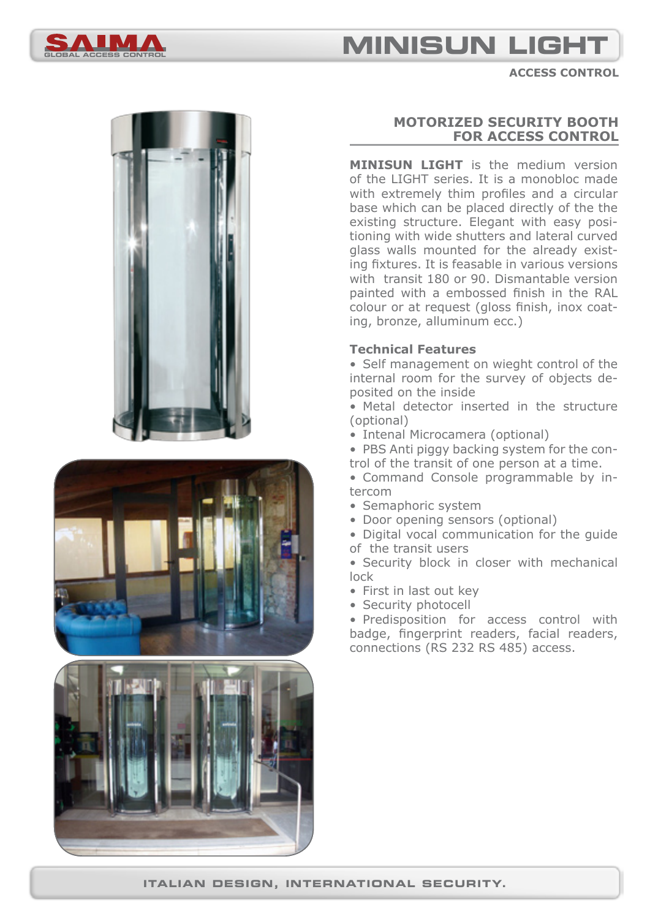# MINISUN LIGHT

ACCESS CONTROL

## MOTORIZED SECURITY BOOTH FOR ACCESS CONTROL

**MINISUN LIGHT** is the medium version of the LIGHT series. It is a monobloc made with extremely thim profiles and a circular base which can be placed directly of the the existing structure. Elegant with easy positioning with wide shutters and lateral curved glass walls mounted for the already existing fixtures. It is feasable in various versions with transit 180 or 90. Dismantable version painted with a embossed finish in the RAL colour or at request (gloss finish, inox coating, bronze, alluminum ecc.)

### Technical Features

- Self management on wieght control of the internal room for the survey of objects deposited on the inside
- Metal detector inserted in the structure (optional)
- Intenal Microcamera (optional)
- PBS Anti piggy backing system for the control of the transit of one person at a time.
- Command Console programmable by intercom
- Semaphoric system
- Door opening sensors (optional)
- Digital vocal communication for the guide of the transit users
- Security block in closer with mechanical lock
- First in last out key
- Security photocell
- Predisposition for access control with badge, fingerprint readers, facial readers, connections (RS 232 RS 485) access.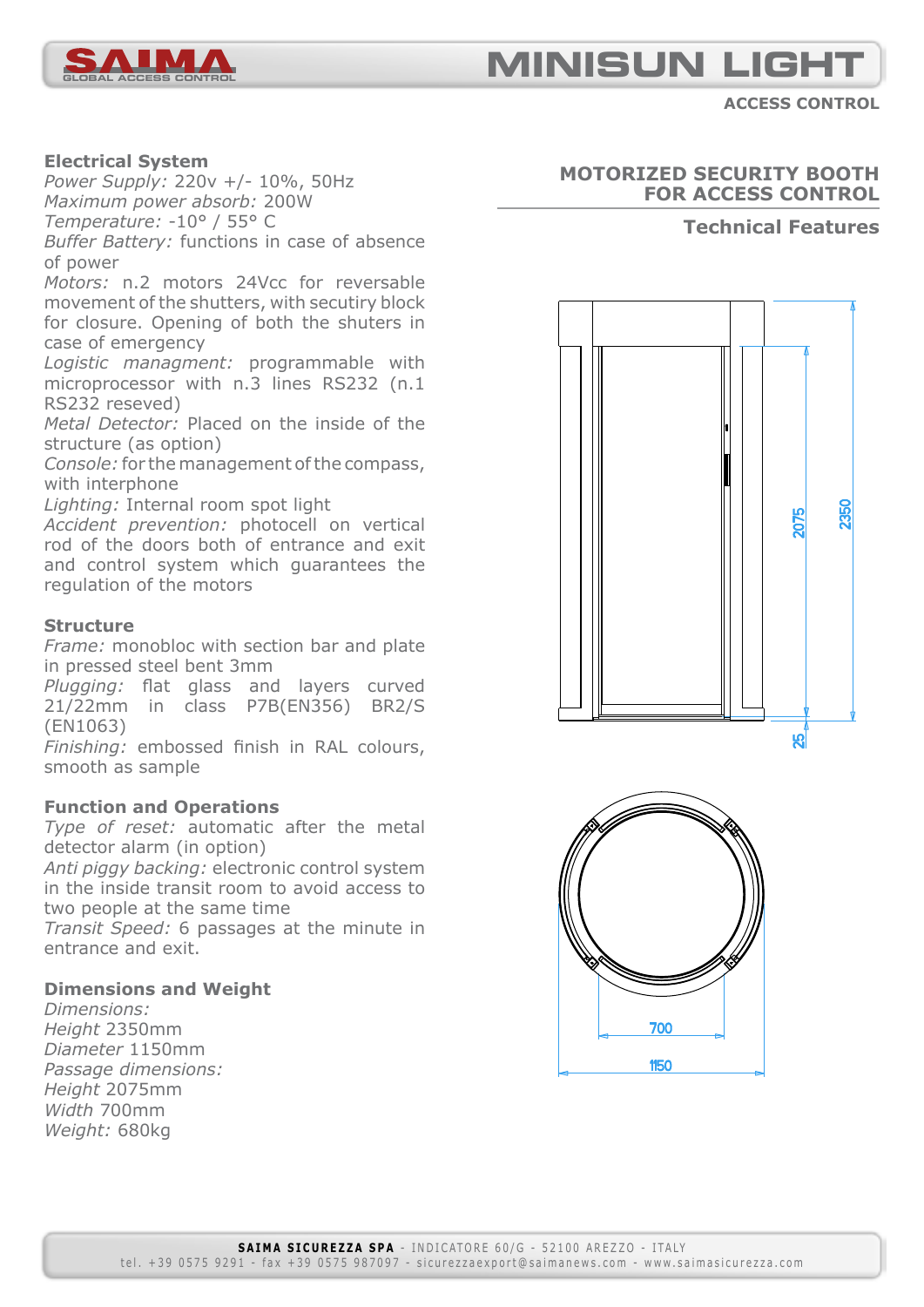# MINISUN LIGHT

ACCESS CONTROL

## MOTORIZED SECURITY BOOTH FOR ACCESS CONTROL

### Technical Features

2075

2350

25

700

1150

### Electrical System

*Power Supply:* 220v +/- 10%, 50Hz
*Maximum power absorb:* 200W
*Temperature:* -10° / 55° C
*Buffer Battery:* functions in case of absence of power
*Motors:* n.2 motors 24Vcc for reversable movement of the shutters, with secutiry block for closure. Opening of both the shuters in case of emergency
*Logistic managment:* programmable with microprocessor with n.3 lines RS232 (n.1 RS232 reseved)
*Metal Detector:* Placed on the inside of the structure (as option)
*Console:* for the management of the compass, with interphone
*Lighting:* Internal room spot light
*Accident prevention:* photocell on vertical rod of the doors both of entrance and exit and control system which guarantees the regulation of the motors

### Structure

*Frame:* monobloc with section bar and plate in pressed steel bent 3mm
*Plugging:* flat glass and layers curved 21/22mm in class P7B(EN356) BR2/S (EN1063)
*Finishing:* embossed finish in RAL colours, smooth as sample

### Function and Operations

*Type of reset:* automatic after the metal detector alarm (in option)
*Anti piggy backing:* electronic control system in the inside transit room to avoid access to two people at the same time
*Transit Speed:* 6 passages at the minute in entrance and exit.

### Dimensions and Weight

*Dimensions:*
*Height* 2350mm
*Diameter* 1150mm
*Passage dimensions:*
*Height* 2075mm
*Width* 700mm
*Weight:* 680kg

**SAIMA SICUREZZA SPA** - INDICATORE 60/G - 52100 AREZZO - ITALY
tel. +39 0575 9291 - fax +39 0575 987097 - sicurezzaexport@saimanews.com - www.saimasicurezza.com